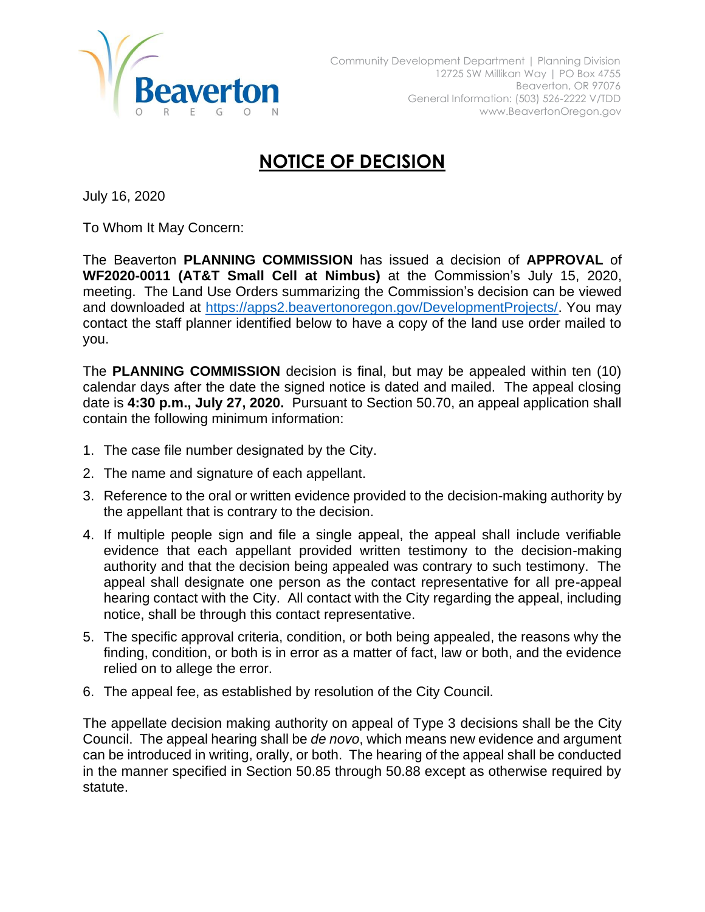Community Development Department | Planning Division
12725 SW Millikan Way | PO Box 4755
Beaverton, OR 97076
General Information: (503) 526-2222 V/TDD
www.BeavertonOregon.gov

# NOTICE OF DECISION

July 16, 2020

To Whom It May Concern:

The Beaverton **PLANNING COMMISSION** has issued a decision of **APPROVAL** of **WF2020-0011 (AT&T Small Cell at Nimbus)** at the Commission's July 15, 2020, meeting. The Land Use Orders summarizing the Commission's decision can be viewed and downloaded at https://apps2.beavertonoregon.gov/DevelopmentProjects/. You may contact the staff planner identified below to have a copy of the land use order mailed to you.

The **PLANNING COMMISSION** decision is final, but may be appealed within ten (10) calendar days after the date the signed notice is dated and mailed. The appeal closing date is **4:30 p.m., July 27, 2020.** Pursuant to Section 50.70, an appeal application shall contain the following minimum information:

1. The case file number designated by the City.
2. The name and signature of each appellant.
3. Reference to the oral or written evidence provided to the decision-making authority by the appellant that is contrary to the decision.
4. If multiple people sign and file a single appeal, the appeal shall include verifiable evidence that each appellant provided written testimony to the decision-making authority and that the decision being appealed was contrary to such testimony. The appeal shall designate one person as the contact representative for all pre-appeal hearing contact with the City. All contact with the City regarding the appeal, including notice, shall be through this contact representative.
5. The specific approval criteria, condition, or both being appealed, the reasons why the finding, condition, or both is in error as a matter of fact, law or both, and the evidence relied on to allege the error.
6. The appeal fee, as established by resolution of the City Council.

The appellate decision making authority on appeal of Type 3 decisions shall be the City Council. The appeal hearing shall be *de novo*, which means new evidence and argument can be introduced in writing, orally, or both. The hearing of the appeal shall be conducted in the manner specified in Section 50.85 through 50.88 except as otherwise required by statute.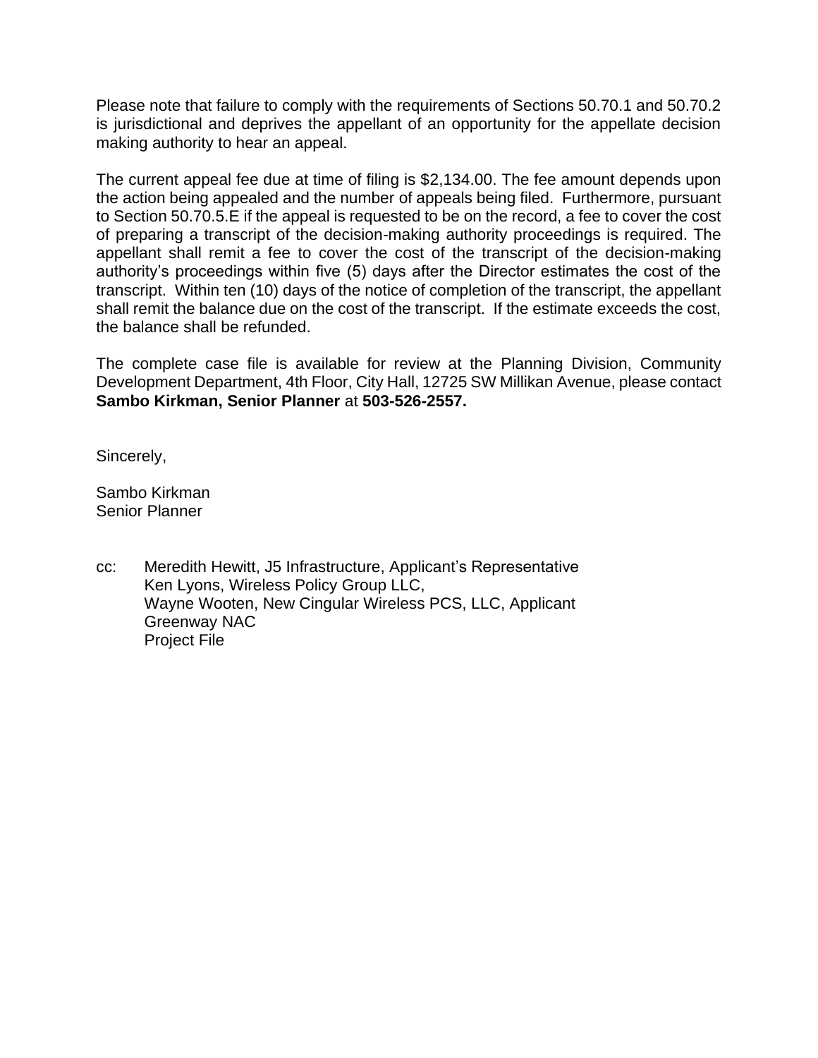Please note that failure to comply with the requirements of Sections 50.70.1 and 50.70.2 is jurisdictional and deprives the appellant of an opportunity for the appellate decision making authority to hear an appeal.

The current appeal fee due at time of filing is $2,134.00. The fee amount depends upon the action being appealed and the number of appeals being filed. Furthermore, pursuant to Section 50.70.5.E if the appeal is requested to be on the record, a fee to cover the cost of preparing a transcript of the decision-making authority proceedings is required. The appellant shall remit a fee to cover the cost of the transcript of the decision-making authority's proceedings within five (5) days after the Director estimates the cost of the transcript. Within ten (10) days of the notice of completion of the transcript, the appellant shall remit the balance due on the cost of the transcript. If the estimate exceeds the cost, the balance shall be refunded.

The complete case file is available for review at the Planning Division, Community Development Department, 4th Floor, City Hall, 12725 SW Millikan Avenue, please contact **Sambo Kirkman, Senior Planner** at **503-526-2557.**

Sincerely,

Sambo Kirkman
Senior Planner

cc: Meredith Hewitt, J5 Infrastructure, Applicant's Representative
Ken Lyons, Wireless Policy Group LLC,
Wayne Wooten, New Cingular Wireless PCS, LLC, Applicant
Greenway NAC
Project File